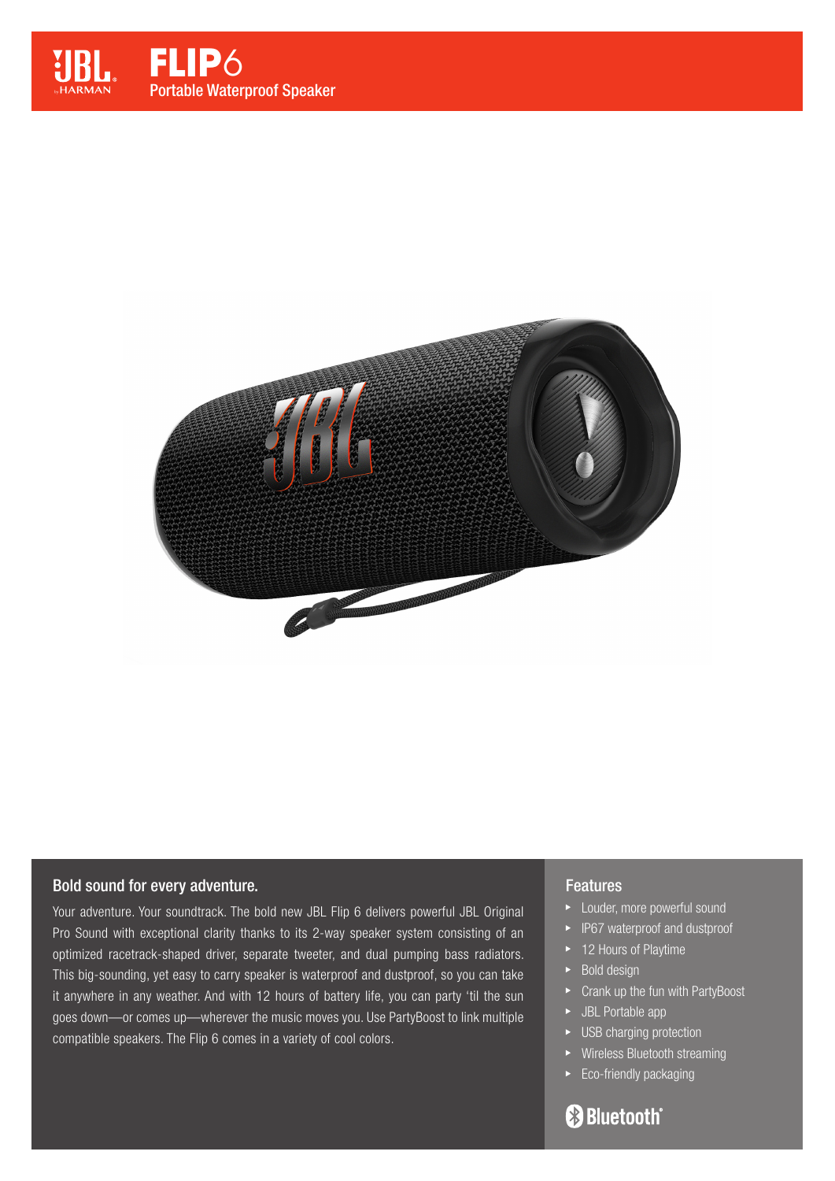# FLIP6

Portable Waterproof Speaker

## Bold sound for every adventure.

Your adventure. Your soundtrack. The bold new JBL Flip 6 delivers powerful JBL Original Pro Sound with exceptional clarity thanks to its 2-way speaker system consisting of an optimized racetrack-shaped driver, separate tweeter, and dual pumping bass radiators. This big-sounding, yet easy to carry speaker is waterproof and dustproof, so you can take it anywhere in any weather. And with 12 hours of battery life, you can party 'til the sun goes down—or comes up—wherever the music moves you. Use PartyBoost to link multiple compatible speakers. The Flip 6 comes in a variety of cool colors.

## Features

- Louder, more powerful sound
- IP67 waterproof and dustproof
- 12 Hours of Playtime
- Bold design
- Crank up the fun with PartyBoost
- JBL Portable app
- USB charging protection
- Wireless Bluetooth streaming
- Eco-friendly packaging

Bluetooth®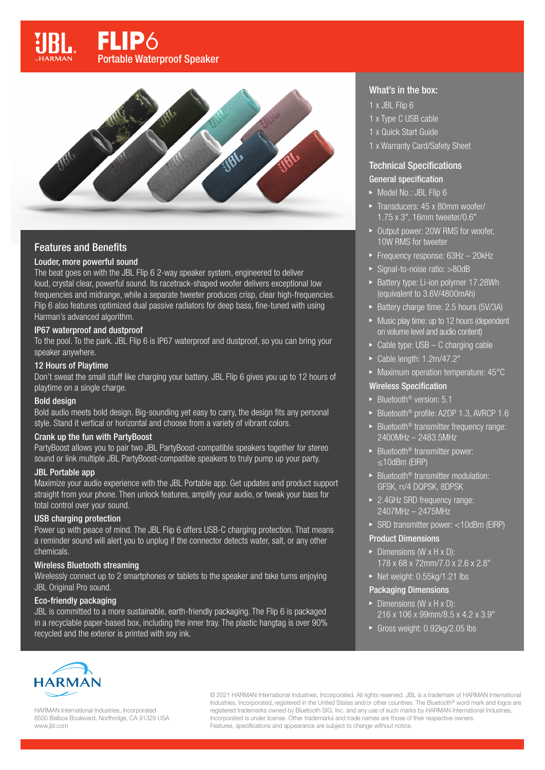# JBL FLIP6

Portable Waterproof Speaker

## Features and Benefits

### Louder, more powerful sound

The beat goes on with the JBL Flip 6 2-way speaker system, engineered to deliver loud, crystal clear, powerful sound. Its racetrack-shaped woofer delivers exceptional low frequencies and midrange, while a separate tweeter produces crisp, clear high-frequencies. Flip 6 also features optimized dual passive radiators for deep bass, fine-tuned with using Harman's advanced algorithm.

### IP67 waterproof and dustproof

To the pool. To the park. JBL Flip 6 is IP67 waterproof and dustproof, so you can bring your speaker anywhere.

### 12 Hours of Playtime

Don't sweat the small stuff like charging your battery. JBL Flip 6 gives you up to 12 hours of playtime on a single charge.

### Bold design

Bold audio meets bold design. Big-sounding yet easy to carry, the design fits any personal style. Stand it vertical or horizontal and choose from a variety of vibrant colors.

### Crank up the fun with PartyBoost

PartyBoost allows you to pair two JBL PartyBoost-compatible speakers together for stereo sound or link multiple JBL PartyBoost-compatible speakers to truly pump up your party.

### JBL Portable app

Maximize your audio experience with the JBL Portable app. Get updates and product support straight from your phone. Then unlock features, amplify your audio, or tweak your bass for total control over your sound.

### USB charging protection

Power up with peace of mind. The JBL Flip 6 offers USB-C charging protection. That means a reminder sound will alert you to unplug if the connector detects water, salt, or any other chemicals.

### Wireless Bluetooth streaming

Wirelessly connect up to 2 smartphones or tablets to the speaker and take turns enjoying JBL Original Pro sound.

### Eco-friendly packaging

JBL is committed to a more sustainable, earth-friendly packaging. The Flip 6 is packaged in a recyclable paper-based box, including the inner tray. The plastic hangtag is over 90% recycled and the exterior is printed with soy ink.

## What's in the box:

1 x JBL Flip 6
1 x Type C USB cable
1 x Quick Start Guide
1 x Warranty Card/Safety Sheet

## Technical Specifications

### General specification

- Model No.: JBL Flip 6
- Transducers: 45 x 80mm woofer/ 1.75 x 3", 16mm tweeter/0.6"
- Output power: 20W RMS for woofer, 10W RMS for tweeter
- Frequency response: 63Hz – 20kHz
- Signal-to-noise ratio: >80dB
- Battery type: Li-ion polymer 17.28Wh (equivalent to 3.6V/4800mAh)
- Battery charge time: 2.5 hours (5V/3A)
- Music play time: up to 12 hours (dependent on volume level and audio content)
- Cable type: USB – C charging cable
- Cable length: 1.2m/47.2"
- Maximum operation temperature: 45°C

### Wireless Specification

- Bluetooth® version: 5.1
- Bluetooth® profile: A2DP 1.3, AVRCP 1.6
- Bluetooth® transmitter frequency range: 2400MHz – 2483.5MHz
- Bluetooth® transmitter power: ≤10dBm (EIRP)
- Bluetooth® transmitter modulation: GFSK, π/4 DQPSK, 8DPSK
- 2.4GHz SRD frequency range: 2407MHz – 2475MHz
- SRD transmitter power: <10dBm (EIRP)

### Product Dimensions

- Dimensions (W x H x D): 178 x 68 x 72mm/7.0 x 2.6 x 2.8"
- Net weight: 0.55kg/1.21 lbs

### Packaging Dimensions

- Dimensions (W x H x D): 216 x 106 x 99mm/8.5 x 4.2 x 3.9"
- Gross weight: 0.92kg/2.05 lbs

HARMAN

HARMAN International Industries, Incorporated
8500 Balboa Boulevard, Northridge, CA 91329 USA
www.jbl.com

© 2021 HARMAN International Industries, Incorporated. All rights reserved. JBL is a trademark of HARMAN International Industries, Incorporated, registered in the United States and/or other countries. The Bluetooth® word mark and logos are registered trademarks owned by Bluetooth SIG, Inc. and any use of such marks by HARMAN International Industries, Incorporated is under license. Other trademarks and trade names are those of their respective owners. Features, specifications and appearance are subject to change without notice.